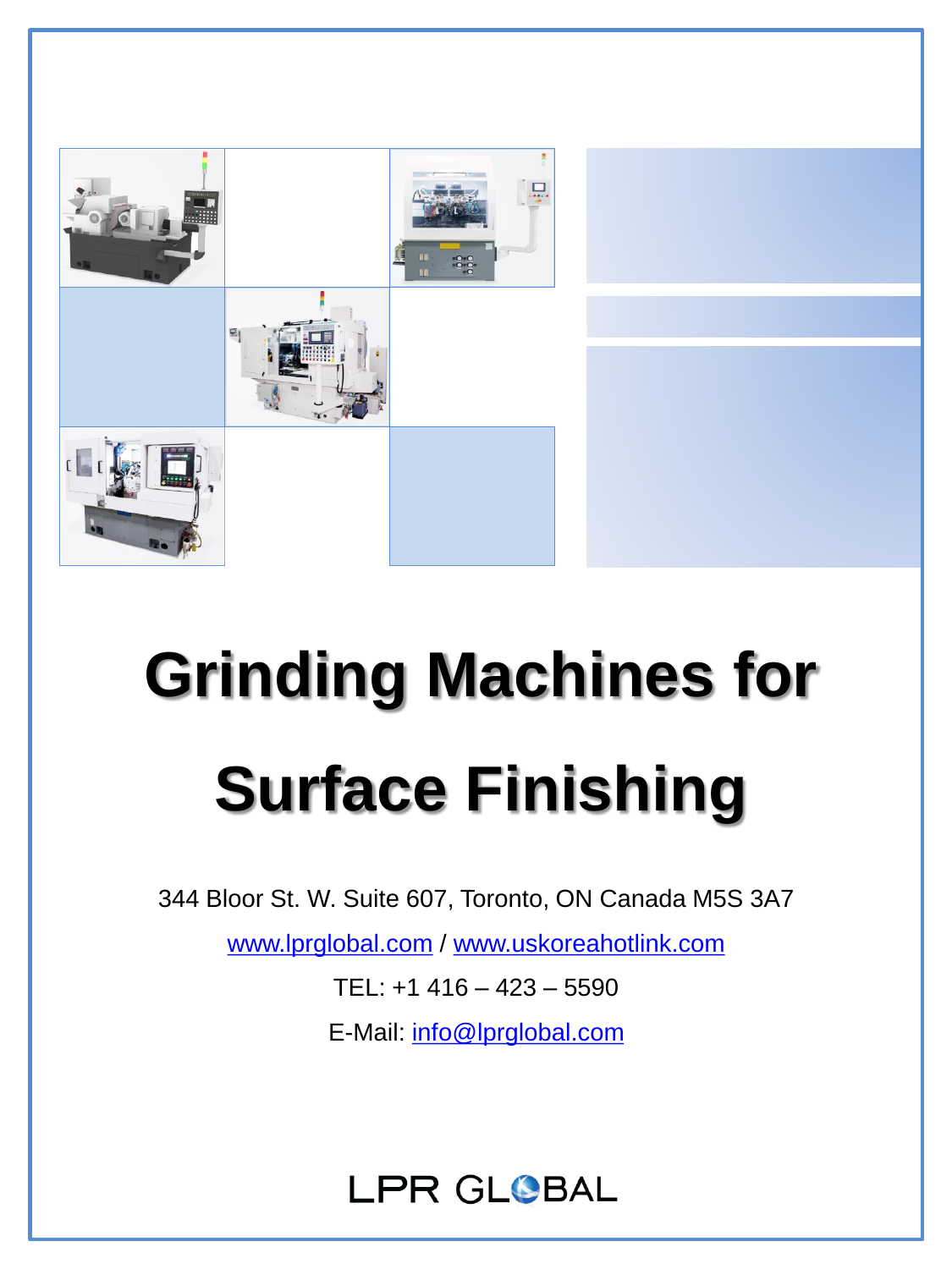# Grinding Machines for Surface Finishing

344 Bloor St. W. Suite 607, Toronto, ON Canada M5S 3A7

www.lprglobal.com / www.uskoreahotlink.com

TEL: +1 416 – 423 – 5590

E-Mail: info@lprglobal.com

LPR GLOBAL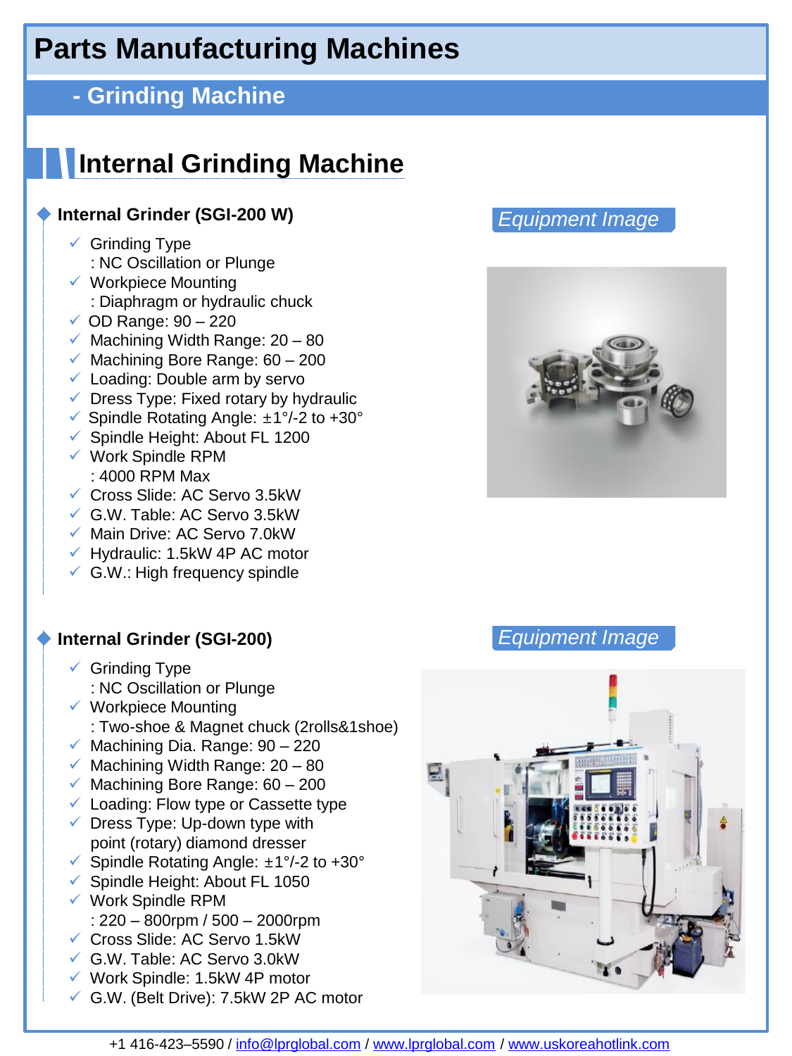# Parts Manufacturing Machines

## - Grinding Machine

## Internal Grinding Machine

### Internal Grinder (SGI-200 W)

*Equipment Image*

- Grinding Type
  : NC Oscillation or Plunge
- Workpiece Mounting
  : Diaphragm or hydraulic chuck
- OD Range: 90 – 220
- Machining Width Range: 20 – 80
- Machining Bore Range: 60 – 200
- Loading: Double arm by servo
- Dress Type: Fixed rotary by hydraulic
- Spindle Rotating Angle: ±1°/-2 to +30°
- Spindle Height: About FL 1200
- Work Spindle RPM
  : 4000 RPM Max
- Cross Slide: AC Servo 3.5kW
- G.W. Table: AC Servo 3.5kW
- Main Drive: AC Servo 7.0kW
- Hydraulic: 1.5kW 4P AC motor
- G.W.: High frequency spindle

### Internal Grinder (SGI-200)

*Equipment Image*

- Grinding Type
  : NC Oscillation or Plunge
- Workpiece Mounting
  : Two-shoe & Magnet chuck (2rolls&1shoe)
- Machining Dia. Range: 90 – 220
- Machining Width Range: 20 – 80
- Machining Bore Range: 60 – 200
- Loading: Flow type or Cassette type
- Dress Type: Up-down type with
  point (rotary) diamond dresser
- Spindle Rotating Angle: ±1°/-2 to +30°
- Spindle Height: About FL 1050
- Work Spindle RPM
  : 220 – 800rpm / 500 – 2000rpm
- Cross Slide: AC Servo 1.5kW
- G.W. Table: AC Servo 3.0kW
- Work Spindle: 1.5kW 4P motor
- G.W. (Belt Drive): 7.5kW 2P AC motor

+1 416-423–5590 / info@lprglobal.com / www.lprglobal.com / www.uskoreahotlink.com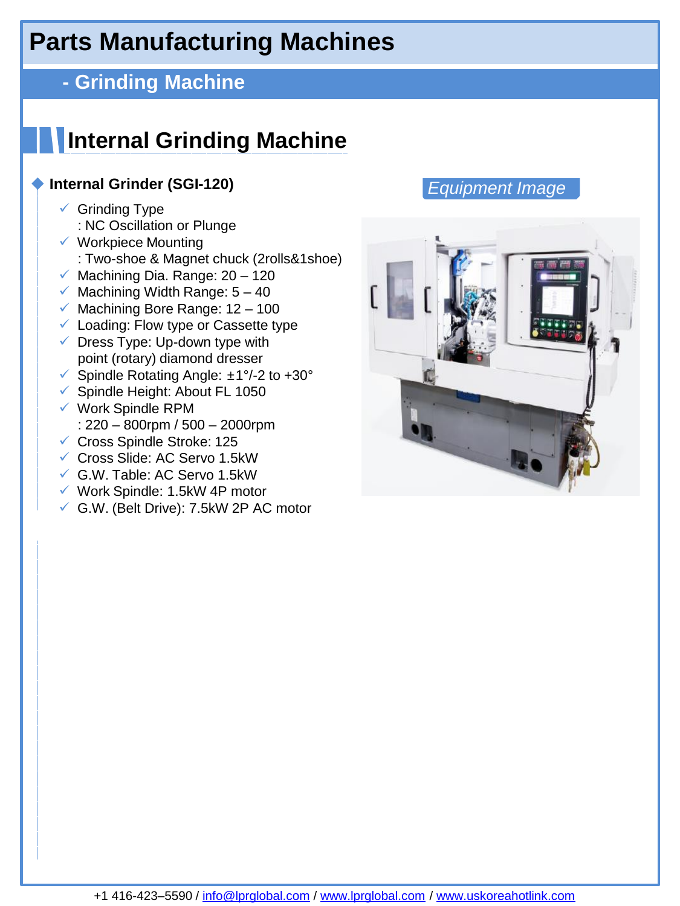# Parts Manufacturing Machines

## - Grinding Machine

## Internal Grinding Machine

### Internal Grinder (SGI-120)

- Grinding Type
  : NC Oscillation or Plunge
- Workpiece Mounting
  : Two-shoe & Magnet chuck (2rolls&1shoe)
- Machining Dia. Range: 20 – 120
- Machining Width Range: 5 – 40
- Machining Bore Range: 12 – 100
- Loading: Flow type or Cassette type
- Dress Type: Up-down type with point (rotary) diamond dresser
- Spindle Rotating Angle: ±1°/-2 to +30°
- Spindle Height: About FL 1050
- Work Spindle RPM
  : 220 – 800rpm / 500 – 2000rpm
- Cross Spindle Stroke: 125
- Cross Slide: AC Servo 1.5kW
- G.W. Table: AC Servo 1.5kW
- Work Spindle: 1.5kW 4P motor
- G.W. (Belt Drive): 7.5kW 2P AC motor

*Equipment Image*

+1 416-423–5590 / info@lprglobal.com / www.lprglobal.com / www.uskoreahotlink.com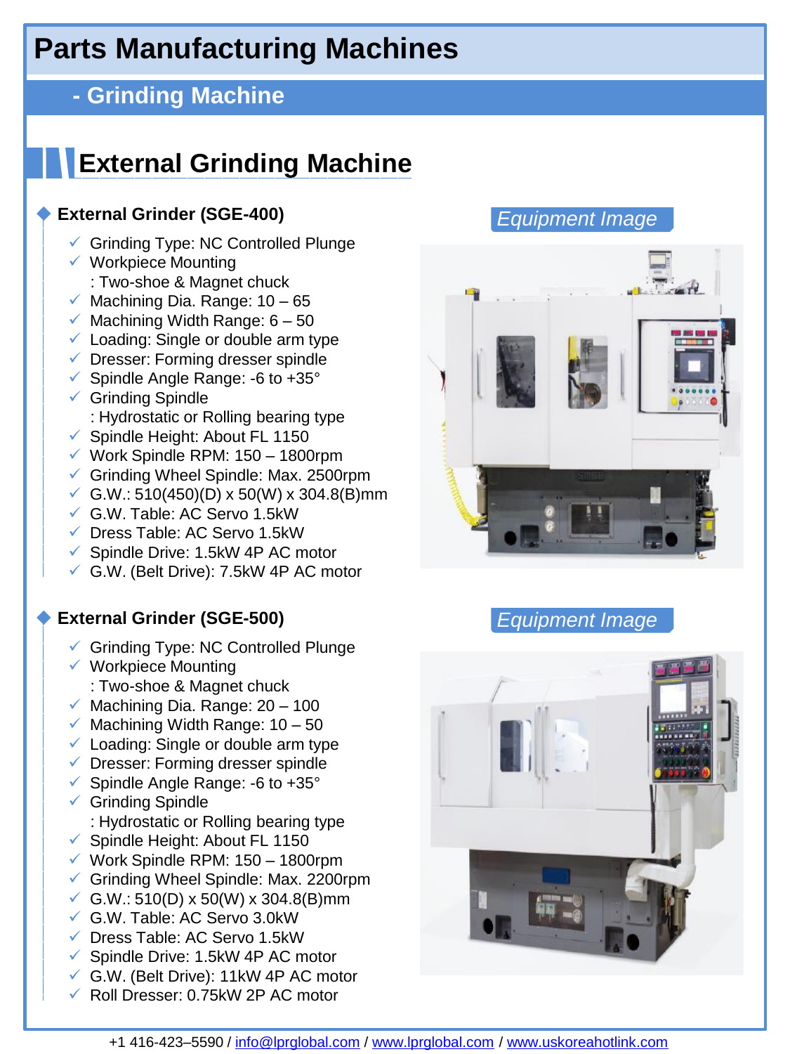# Parts Manufacturing Machines

## - Grinding Machine

## External Grinding Machine

### External Grinder (SGE-400)

*Equipment Image*

- ✓ Grinding Type: NC Controlled Plunge
- ✓ Workpiece Mounting
  : Two-shoe & Magnet chuck
- ✓ Machining Dia. Range: 10 – 65
- ✓ Machining Width Range: 6 – 50
- ✓ Loading: Single or double arm type
- ✓ Dresser: Forming dresser spindle
- ✓ Spindle Angle Range: -6 to +35°
- ✓ Grinding Spindle
  : Hydrostatic or Rolling bearing type
- ✓ Spindle Height: About FL 1150
- ✓ Work Spindle RPM: 150 – 1800rpm
- ✓ Grinding Wheel Spindle: Max. 2500rpm
- ✓ G.W.: 510(450)(D) x 50(W) x 304.8(B)mm
- ✓ G.W. Table: AC Servo 1.5kW
- ✓ Dress Table: AC Servo 1.5kW
- ✓ Spindle Drive: 1.5kW 4P AC motor
- ✓ G.W. (Belt Drive): 7.5kW 4P AC motor

### External Grinder (SGE-500)

*Equipment Image*

- ✓ Grinding Type: NC Controlled Plunge
- ✓ Workpiece Mounting
  : Two-shoe & Magnet chuck
- ✓ Machining Dia. Range: 20 – 100
- ✓ Machining Width Range: 10 – 50
- ✓ Loading: Single or double arm type
- ✓ Dresser: Forming dresser spindle
- ✓ Spindle Angle Range: -6 to +35°
- ✓ Grinding Spindle
  : Hydrostatic or Rolling bearing type
- ✓ Spindle Height: About FL 1150
- ✓ Work Spindle RPM: 150 – 1800rpm
- ✓ Grinding Wheel Spindle: Max. 2200rpm
- ✓ G.W.: 510(D) x 50(W) x 304.8(B)mm
- ✓ G.W. Table: AC Servo 3.0kW
- ✓ Dress Table: AC Servo 1.5kW
- ✓ Spindle Drive: 1.5kW 4P AC motor
- ✓ G.W. (Belt Drive): 11kW 4P AC motor
- ✓ Roll Dresser: 0.75kW 2P AC motor

+1 416-423–5590 / info@lprglobal.com / www.lprglobal.com / www.uskoreahotlink.com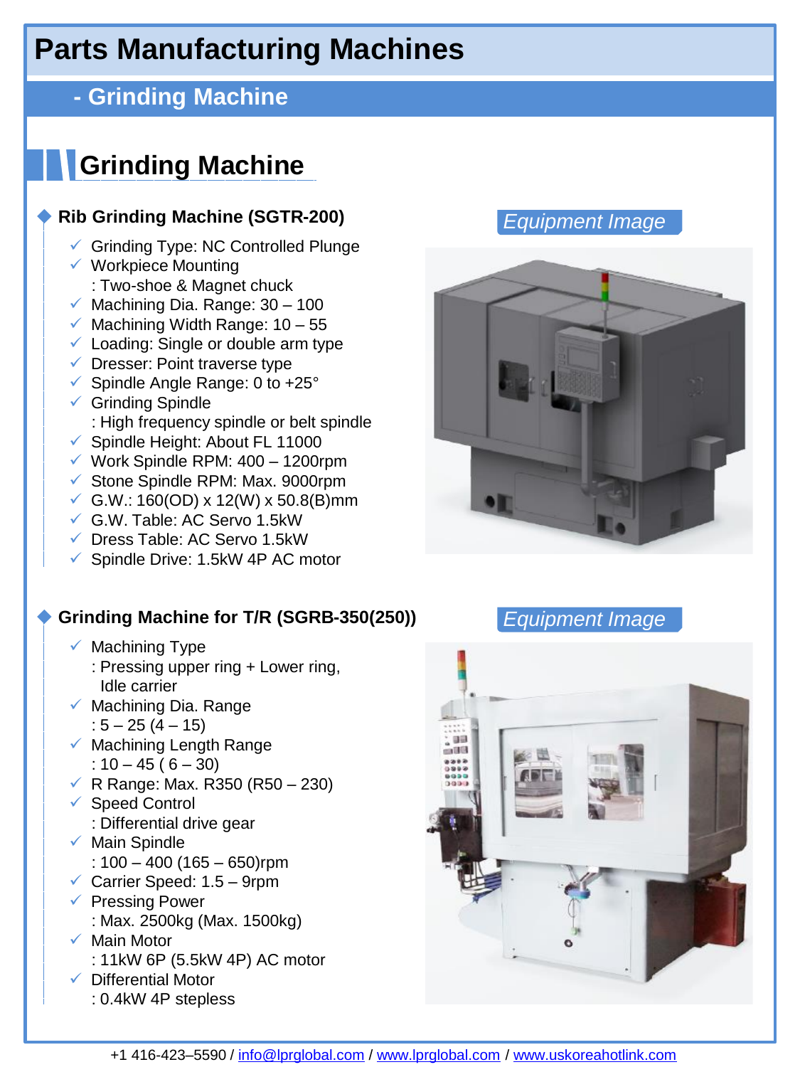# Parts Manufacturing Machines

## - Grinding Machine

## Grinding Machine

### Rib Grinding Machine (SGTR-200)

*Equipment Image*

- ✓ Grinding Type: NC Controlled Plunge
- ✓ Workpiece Mounting
  : Two-shoe & Magnet chuck
- ✓ Machining Dia. Range: 30 – 100
- ✓ Machining Width Range: 10 – 55
- ✓ Loading: Single or double arm type
- ✓ Dresser: Point traverse type
- ✓ Spindle Angle Range: 0 to +25°
- ✓ Grinding Spindle
  : High frequency spindle or belt spindle
- ✓ Spindle Height: About FL 11000
- ✓ Work Spindle RPM: 400 – 1200rpm
- ✓ Stone Spindle RPM: Max. 9000rpm
- ✓ G.W.: 160(OD) x 12(W) x 50.8(B)mm
- ✓ G.W. Table: AC Servo 1.5kW
- ✓ Dress Table: AC Servo 1.5kW
- ✓ Spindle Drive: 1.5kW 4P AC motor

### Grinding Machine for T/R (SGRB-350(250))

*Equipment Image*

- ✓ Machining Type
  : Pressing upper ring + Lower ring,
  Idle carrier
- ✓ Machining Dia. Range
  : 5 – 25 (4 – 15)
- ✓ Machining Length Range
  : 10 – 45 ( 6 – 30)
- ✓ R Range: Max. R350 (R50 – 230)
- ✓ Speed Control
  : Differential drive gear
- ✓ Main Spindle
  : 100 – 400 (165 – 650)rpm
- ✓ Carrier Speed: 1.5 – 9rpm
- ✓ Pressing Power
  : Max. 2500kg (Max. 1500kg)
- ✓ Main Motor
  : 11kW 6P (5.5kW 4P) AC motor
- ✓ Differential Motor
  : 0.4kW 4P stepless

+1 416-423–5590 / info@lprglobal.com / www.lprglobal.com / www.uskoreahotlink.com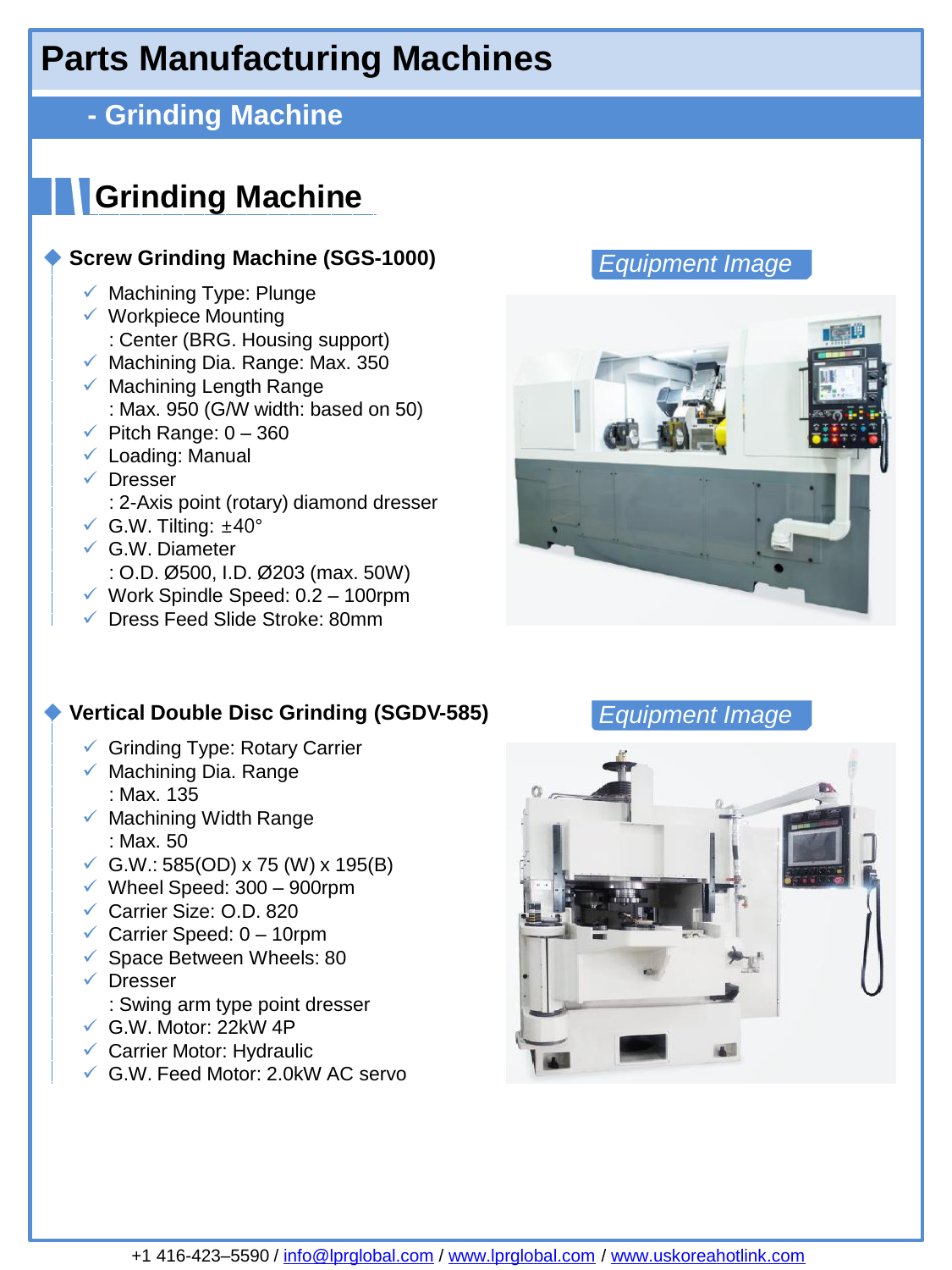# Parts Manufacturing Machines

## - Grinding Machine

## Grinding Machine

### Screw Grinding Machine (SGS-1000)

*Equipment Image*

- ✓ Machining Type: Plunge
- ✓ Workpiece Mounting
  : Center (BRG. Housing support)
- ✓ Machining Dia. Range: Max. 350
- ✓ Machining Length Range
  : Max. 950 (G/W width: based on 50)
- ✓ Pitch Range: 0 – 360
- ✓ Loading: Manual
- ✓ Dresser
  : 2-Axis point (rotary) diamond dresser
- ✓ G.W. Tilting: ±40°
- ✓ G.W. Diameter
  : O.D. Ø500, I.D. Ø203 (max. 50W)
- ✓ Work Spindle Speed: 0.2 – 100rpm
- ✓ Dress Feed Slide Stroke: 80mm

### Vertical Double Disc Grinding (SGDV-585)

*Equipment Image*

- ✓ Grinding Type: Rotary Carrier
- ✓ Machining Dia. Range
  : Max. 135
- ✓ Machining Width Range
  : Max. 50
- ✓ G.W.: 585(OD) x 75 (W) x 195(B)
- ✓ Wheel Speed: 300 – 900rpm
- ✓ Carrier Size: O.D. 820
- ✓ Carrier Speed: 0 – 10rpm
- ✓ Space Between Wheels: 80
- ✓ Dresser
  : Swing arm type point dresser
- ✓ G.W. Motor: 22kW 4P
- ✓ Carrier Motor: Hydraulic
- ✓ G.W. Feed Motor: 2.0kW AC servo

+1 416-423–5590 / info@lprglobal.com / www.lprglobal.com / www.uskoreahotlink.com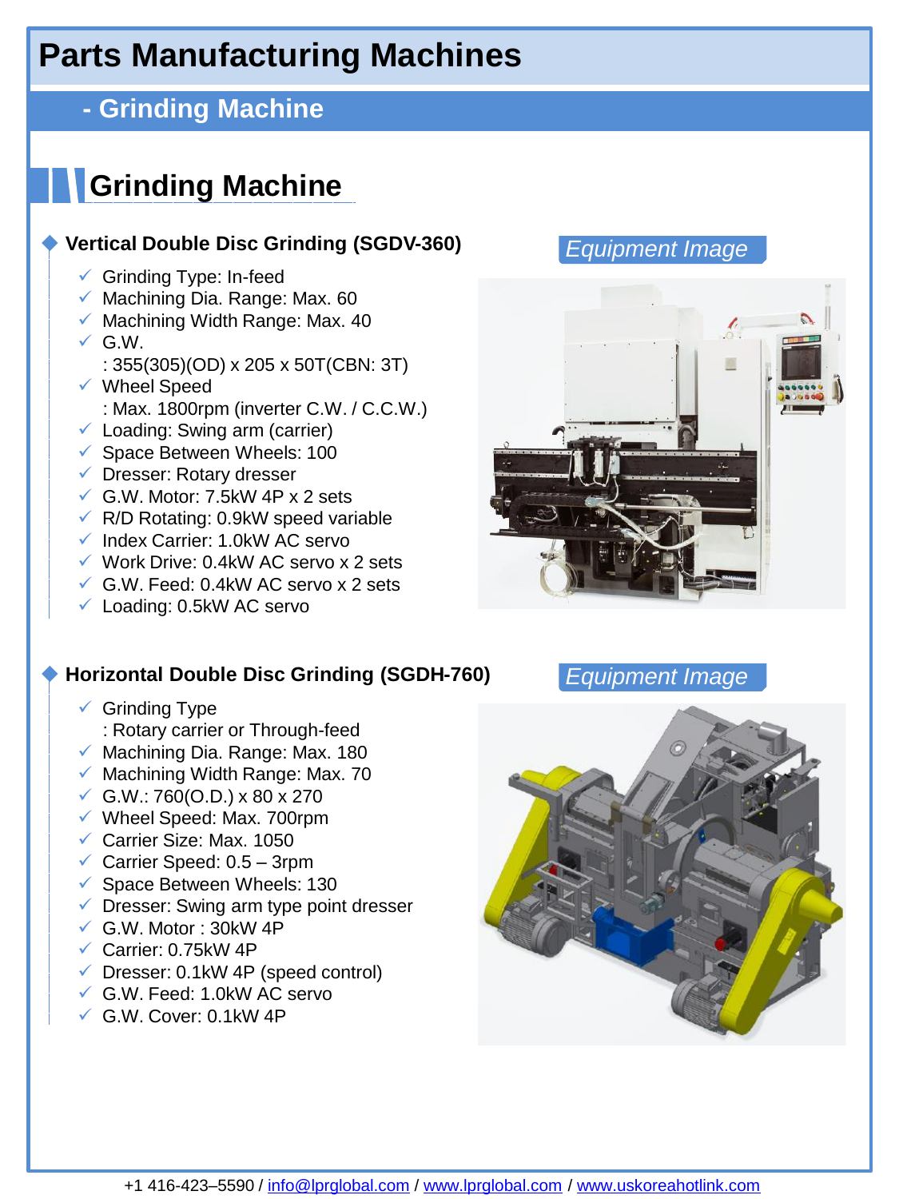# Parts Manufacturing Machines

## - Grinding Machine

## Grinding Machine

### Vertical Double Disc Grinding (SGDV-360)

*Equipment Image*

- Grinding Type: In-feed
- Machining Dia. Range: Max. 60
- Machining Width Range: Max. 40
- G.W.
  : 355(305)(OD) x 205 x 50T(CBN: 3T)
- Wheel Speed
  : Max. 1800rpm (inverter C.W. / C.C.W.)
- Loading: Swing arm (carrier)
- Space Between Wheels: 100
- Dresser: Rotary dresser
- G.W. Motor: 7.5kW 4P x 2 sets
- R/D Rotating: 0.9kW speed variable
- Index Carrier: 1.0kW AC servo
- Work Drive: 0.4kW AC servo x 2 sets
- G.W. Feed: 0.4kW AC servo x 2 sets
- Loading: 0.5kW AC servo

### Horizontal Double Disc Grinding (SGDH-760)

*Equipment Image*

- Grinding Type
  : Rotary carrier or Through-feed
- Machining Dia. Range: Max. 180
- Machining Width Range: Max. 70
- G.W.: 760(O.D.) x 80 x 270
- Wheel Speed: Max. 700rpm
- Carrier Size: Max. 1050
- Carrier Speed: 0.5 – 3rpm
- Space Between Wheels: 130
- Dresser: Swing arm type point dresser
- G.W. Motor : 30kW 4P
- Carrier: 0.75kW 4P
- Dresser: 0.1kW 4P (speed control)
- G.W. Feed: 1.0kW AC servo
- G.W. Cover: 0.1kW 4P

+1 416-423–5590 / info@lprglobal.com / www.lprglobal.com / www.uskoreahotlink.com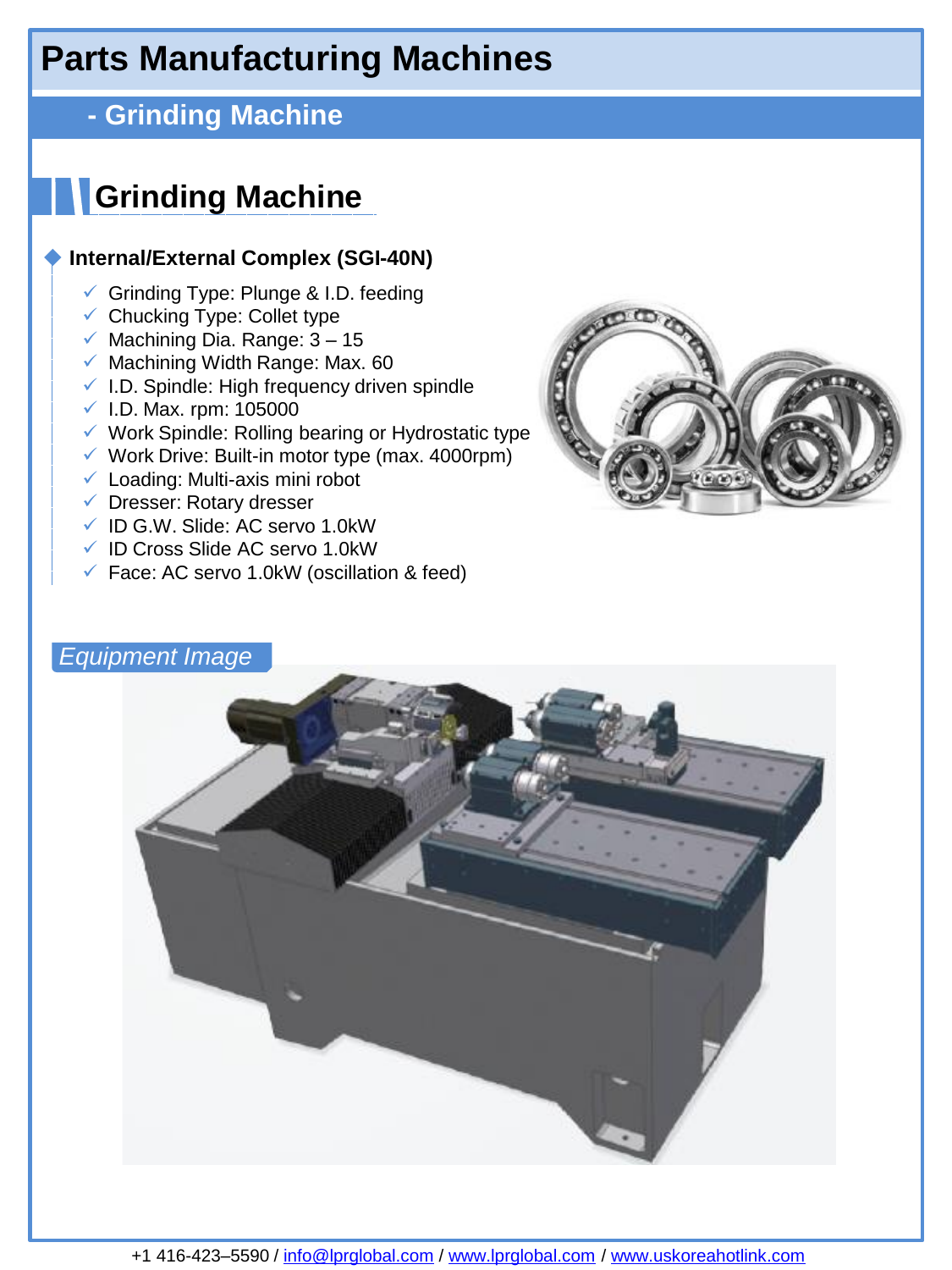# Parts Manufacturing Machines

## - Grinding Machine

## Grinding Machine

### Internal/External Complex (SGI-40N)

- ✓ Grinding Type: Plunge & I.D. feeding
- ✓ Chucking Type: Collet type
- ✓ Machining Dia. Range: 3 – 15
- ✓ Machining Width Range: Max. 60
- ✓ I.D. Spindle: High frequency driven spindle
- ✓ I.D. Max. rpm: 105000
- ✓ Work Spindle: Rolling bearing or Hydrostatic type
- ✓ Work Drive: Built-in motor type (max. 4000rpm)
- ✓ Loading: Multi-axis mini robot
- ✓ Dresser: Rotary dresser
- ✓ ID G.W. Slide: AC servo 1.0kW
- ✓ ID Cross Slide AC servo 1.0kW
- ✓ Face: AC servo 1.0kW (oscillation & feed)

*Equipment Image*

+1 416-423–5590 / info@lprglobal.com / www.lprglobal.com / www.uskoreahotlink.com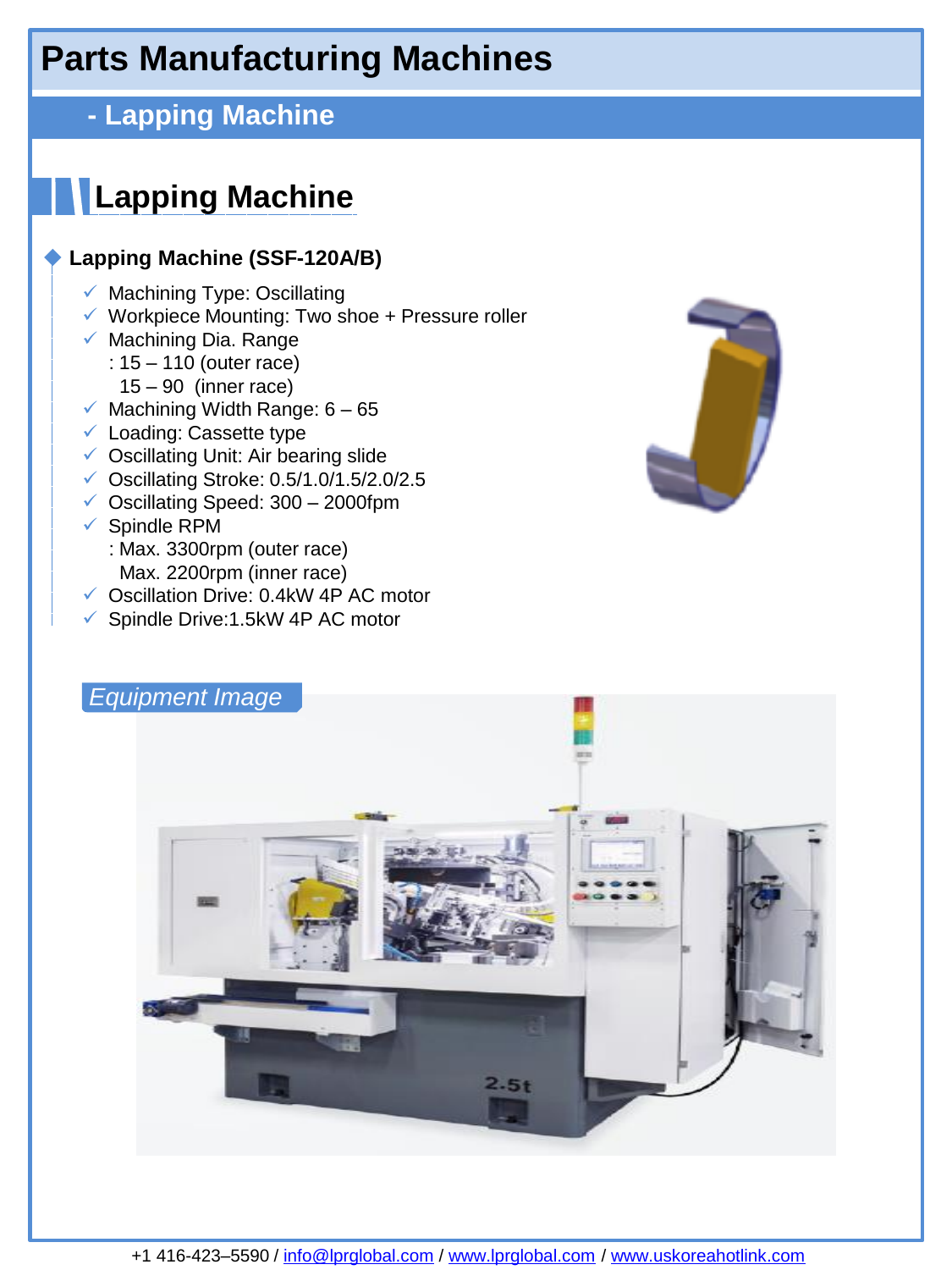# Parts Manufacturing Machines

## - Lapping Machine

## Lapping Machine

### Lapping Machine (SSF-120A/B)

- ✓ Machining Type: Oscillating
- ✓ Workpiece Mounting: Two shoe + Pressure roller
- ✓ Machining Dia. Range
  : 15 – 110 (outer race)
  15 – 90 (inner race)
- ✓ Machining Width Range: 6 – 65
- ✓ Loading: Cassette type
- ✓ Oscillating Unit: Air bearing slide
- ✓ Oscillating Stroke: 0.5/1.0/1.5/2.0/2.5
- ✓ Oscillating Speed: 300 – 2000fpm
- ✓ Spindle RPM
  : Max. 3300rpm (outer race)
  Max. 2200rpm (inner race)
- ✓ Oscillation Drive: 0.4kW 4P AC motor
- ✓ Spindle Drive:1.5kW 4P AC motor

*Equipment Image*

+1 416-423–5590 / info@lprglobal.com / www.lprglobal.com / www.uskoreahotlink.com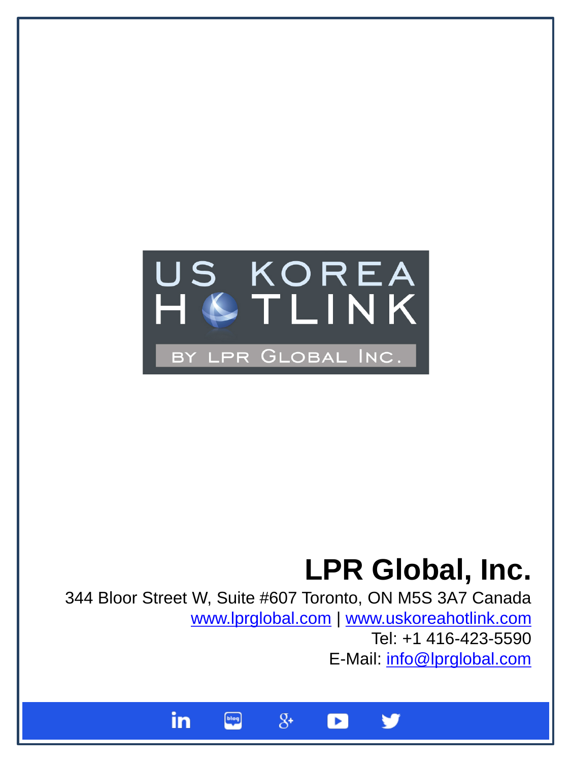US KOREA HOTLINK

BY LPR GLOBAL INC.

# LPR Global, Inc.

344 Bloor Street W, Suite #607 Toronto, ON M5S 3A7 Canada

www.lprglobal.com | www.uskoreahotlink.com

Tel: +1 416-423-5590

E-Mail: info@lprglobal.com